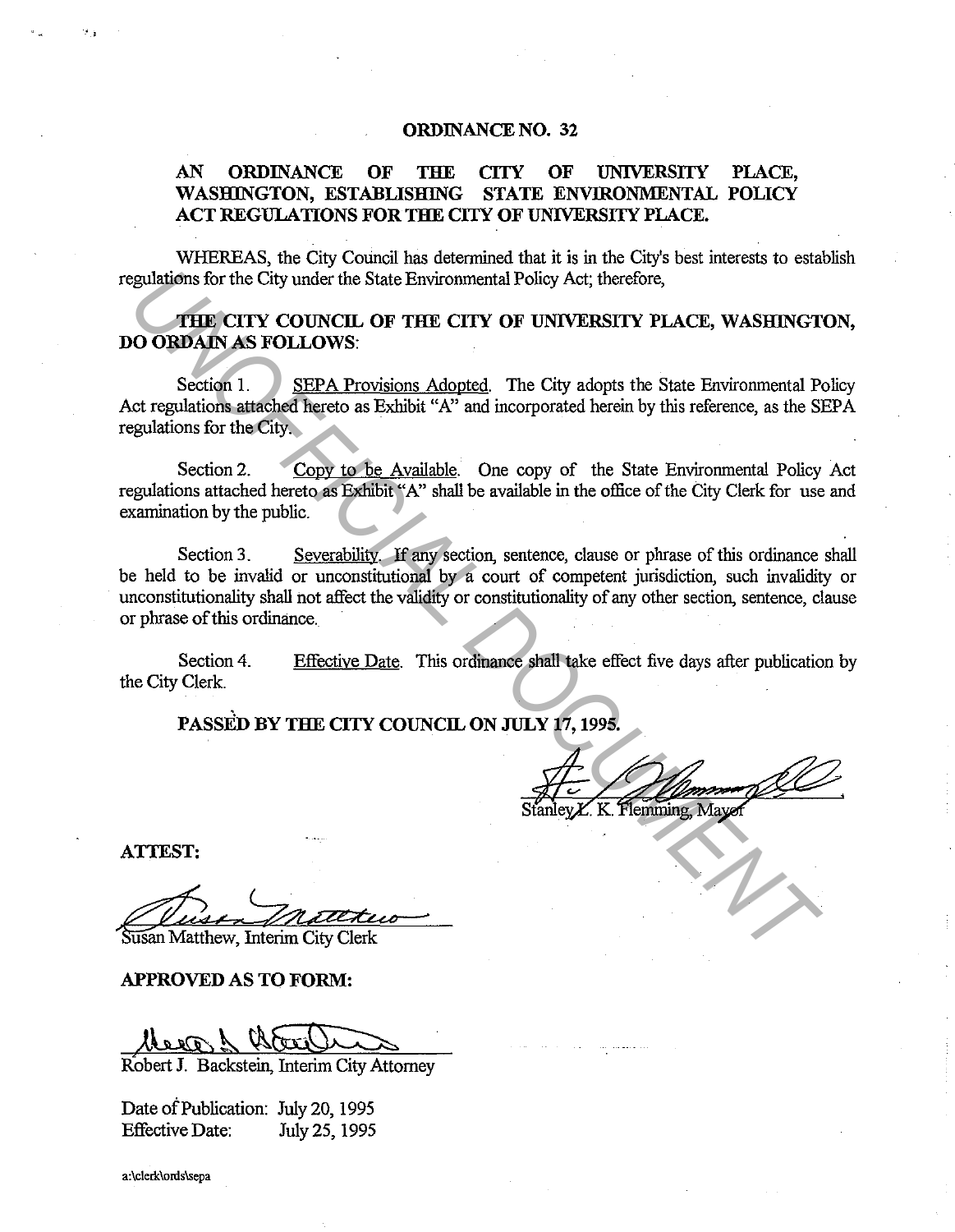# ORDINANCE NO. 32

## AN ORDINANCE OF THE CITY OF UNIVERSITY PLACE, WASHINGTON, ESTABLISHING STATE ENVIRONMENTAL POLICY ACT REGULATIONS FOR THE CITY OF UNIVERSITY PLACE.

WHEREAS, the City Council has determined that it is in the City's best interests to establish regulations for the City under the State Environmental Policy Act; therefore,

**THE CITY COUNCIL OF THE CITY OF UNIVERSITY PLACE, WASHINGTON, DO ORDAIN AS FOLLOWS:**

Section 1. SEPA Provisions Adopted. The City adopts the State Environmental Policy Act regulations attached hereto as Exhibit "A" and incorporated herein by this reference, as the SEPA regulations for the City.

Section 2. Copy to be Available. One copy of the State Environmental Policy Act regulations attached hereto as Exhibit "A" shall be available in the office of the City Clerk for use and examination by the public.

Section 3. Severability. If any section, sentence, clause or phrase of this ordinance shall be held to be invalid or unconstitutional by a court of competent jurisdiction, such invalidity or unconstitutionality shall not affect the validity or constitutionality of any other section, sentence, clause or phrase of this ordinance.

Section 4. Effective Date. This ordinance shall take effect five days after publication by the City Clerk.

**PASSED BY THE CITY COUNCIL ON JULY 17, 1995.**

Stanley L. K. Flemming, Mayor

**ATTEST:**

Susan Matthew, Interim City Clerk

**APPROVED AS TO FORM:**

Robert J. Backstein, Interim City Attorney

Date of Publication: July 20, 1995
Effective Date: July 25, 1995

a:\clerk\ords\sepa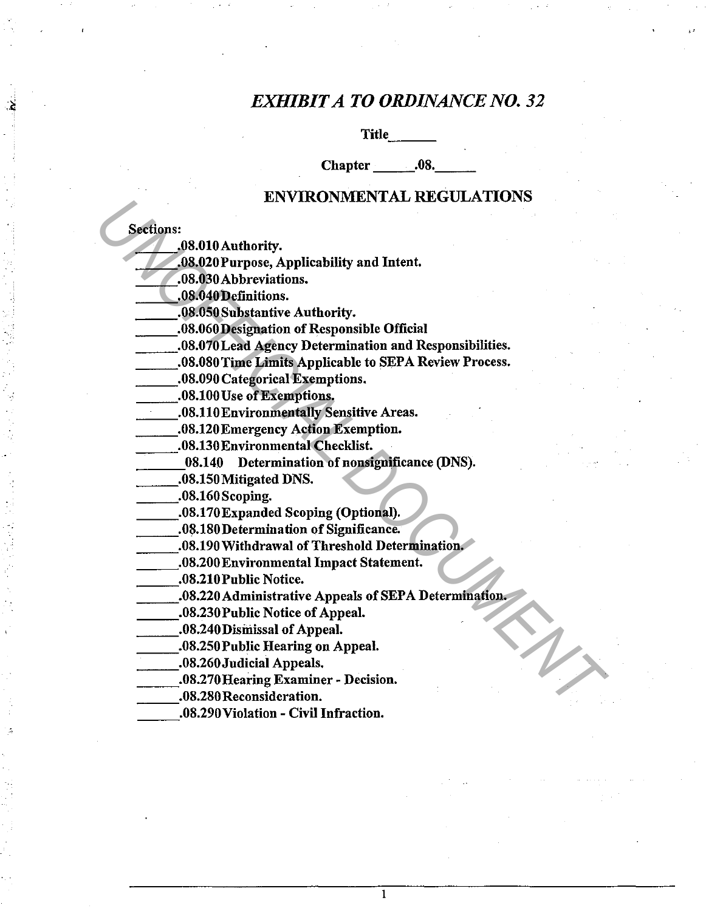# *EXHIBIT A TO ORDINANCE NO. 32*

**Title______**

**Chapter ______.08.______**

## ENVIRONMENTAL REGULATIONS

**Sections:**

______.08.010 Authority.
______.08.020 Purpose, Applicability and Intent.
______.08.030 Abbreviations.
______.08.040 Definitions.
______.08.050 Substantive Authority.
______.08.060 Designation of Responsible Official
______.08.070 Lead Agency Determination and Responsibilities.
______.08.080 Time Limits Applicable to SEPA Review Process.
______.08.090 Categorical Exemptions.
______.08.100 Use of Exemptions.
______.08.110 Environmentally Sensitive Areas.
______.08.120 Emergency Action Exemption.
______.08.130 Environmental Checklist.
______08.140 Determination of nonsignificance (DNS).
______.08.150 Mitigated DNS.
______.08.160 Scoping.
______.08.170 Expanded Scoping (Optional).
______.08.180 Determination of Significance.
______.08.190 Withdrawal of Threshold Determination.
______.08.200 Environmental Impact Statement.
______.08.210 Public Notice.
______.08.220 Administrative Appeals of SEPA Determination.
______.08.230 Public Notice of Appeal.
______.08.240 Dismissal of Appeal.
______.08.250 Public Hearing on Appeal.
______.08.260 Judicial Appeals.
______.08.270 Hearing Examiner - Decision.
______.08.280 Reconsideration.
______.08.290 Violation - Civil Infraction.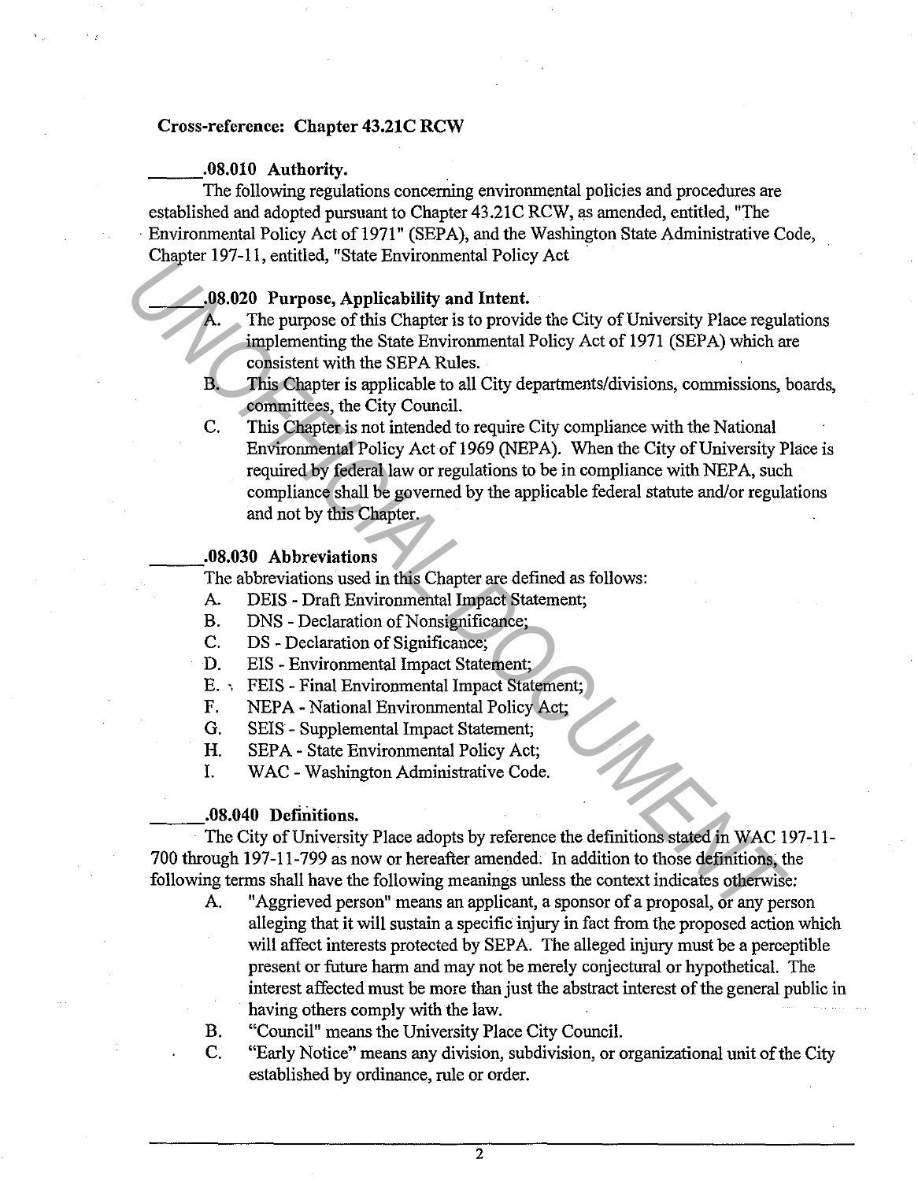**Cross-reference: Chapter 43.21C RCW**

**\_\_\_\_\_\_.08.010 Authority.**

The following regulations concerning environmental policies and procedures are established and adopted pursuant to Chapter 43.21C RCW, as amended, entitled, "The Environmental Policy Act of 1971" (SEPA), and the Washington State Administrative Code, Chapter 197-11, entitled, "State Environmental Policy Act

**\_\_\_\_\_\_.08.020 Purpose, Applicability and Intent.**

A. The purpose of this Chapter is to provide the City of University Place regulations implementing the State Environmental Policy Act of 1971 (SEPA) which are consistent with the SEPA Rules.

B. This Chapter is applicable to all City departments/divisions, commissions, boards, committees, the City Council.

C. This Chapter is not intended to require City compliance with the National Environmental Policy Act of 1969 (NEPA). When the City of University Place is required by federal law or regulations to be in compliance with NEPA, such compliance shall be governed by the applicable federal statute and/or regulations and not by this Chapter.

**\_\_\_\_\_\_.08.030 Abbreviations**

The abbreviations used in this Chapter are defined as follows:

A. DEIS - Draft Environmental Impact Statement;
B. DNS - Declaration of Nonsignificance;
C. DS - Declaration of Significance;
D. EIS - Environmental Impact Statement;
E. FEIS - Final Environmental Impact Statement;
F. NEPA - National Environmental Policy Act;
G. SEIS - Supplemental Impact Statement;
H. SEPA - State Environmental Policy Act;
I. WAC - Washington Administrative Code.

**\_\_\_\_\_\_.08.040 Definitions.**

The City of University Place adopts by reference the definitions stated in WAC 197-11-700 through 197-11-799 as now or hereafter amended. In addition to those definitions, the following terms shall have the following meanings unless the context indicates otherwise:

A. "Aggrieved person" means an applicant, a sponsor of a proposal, or any person alleging that it will sustain a specific injury in fact from the proposed action which will affect interests protected by SEPA. The alleged injury must be a perceptible present or future harm and may not be merely conjectural or hypothetical. The interest affected must be more than just the abstract interest of the general public in having others comply with the law.

B. "Council" means the University Place City Council.

C. "Early Notice" means any division, subdivision, or organizational unit of the City established by ordinance, rule or order.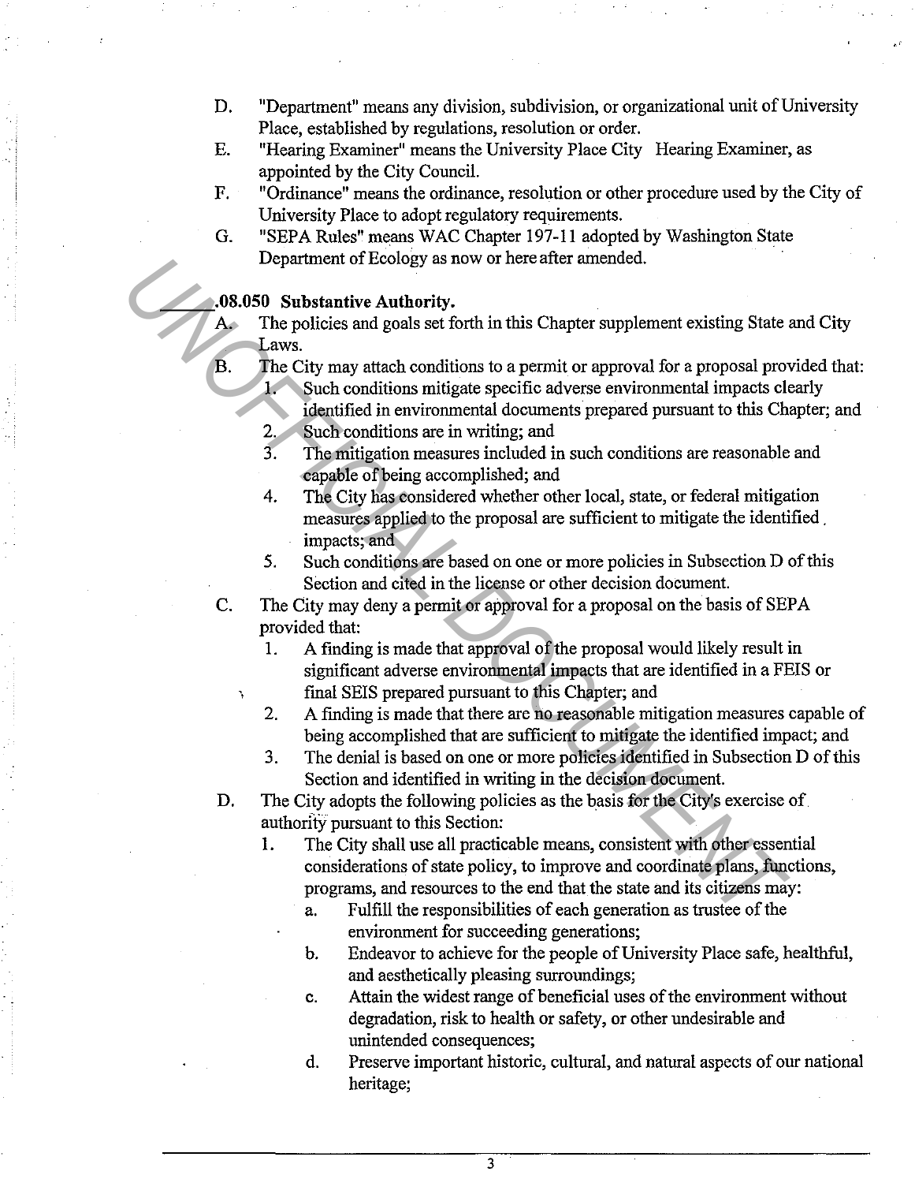D. "Department" means any division, subdivision, or organizational unit of University Place, established by regulations, resolution or order.

E. "Hearing Examiner" means the University Place City Hearing Examiner, as appointed by the City Council.

F. "Ordinance" means the ordinance, resolution or other procedure used by the City of University Place to adopt regulatory requirements.

G. "SEPA Rules" means WAC Chapter 197-11 adopted by Washington State Department of Ecology as now or here after amended.

**\_\_\_\_.08.050 Substantive Authority.**

A. The policies and goals set forth in this Chapter supplement existing State and City Laws.

B. The City may attach conditions to a permit or approval for a proposal provided that:
   1. Such conditions mitigate specific adverse environmental impacts clearly identified in environmental documents prepared pursuant to this Chapter; and
   2. Such conditions are in writing; and
   3. The mitigation measures included in such conditions are reasonable and capable of being accomplished; and
   4. The City has considered whether other local, state, or federal mitigation measures applied to the proposal are sufficient to mitigate the identified impacts; and
   5. Such conditions are based on one or more policies in Subsection D of this Section and cited in the license or other decision document.

C. The City may deny a permit or approval for a proposal on the basis of SEPA provided that:
   1. A finding is made that approval of the proposal would likely result in significant adverse environmental impacts that are identified in a FEIS or final SEIS prepared pursuant to this Chapter; and
   2. A finding is made that there are no reasonable mitigation measures capable of being accomplished that are sufficient to mitigate the identified impact; and
   3. The denial is based on one or more policies identified in Subsection D of this Section and identified in writing in the decision document.

D. The City adopts the following policies as the basis for the City's exercise of authority pursuant to this Section:
   1. The City shall use all practicable means, consistent with other essential considerations of state policy, to improve and coordinate plans, functions, programs, and resources to the end that the state and its citizens may:
      a. Fulfill the responsibilities of each generation as trustee of the environment for succeeding generations;
      b. Endeavor to achieve for the people of University Place safe, healthful, and aesthetically pleasing surroundings;
      c. Attain the widest range of beneficial uses of the environment without degradation, risk to health or safety, or other undesirable and unintended consequences;
      d. Preserve important historic, cultural, and natural aspects of our national heritage;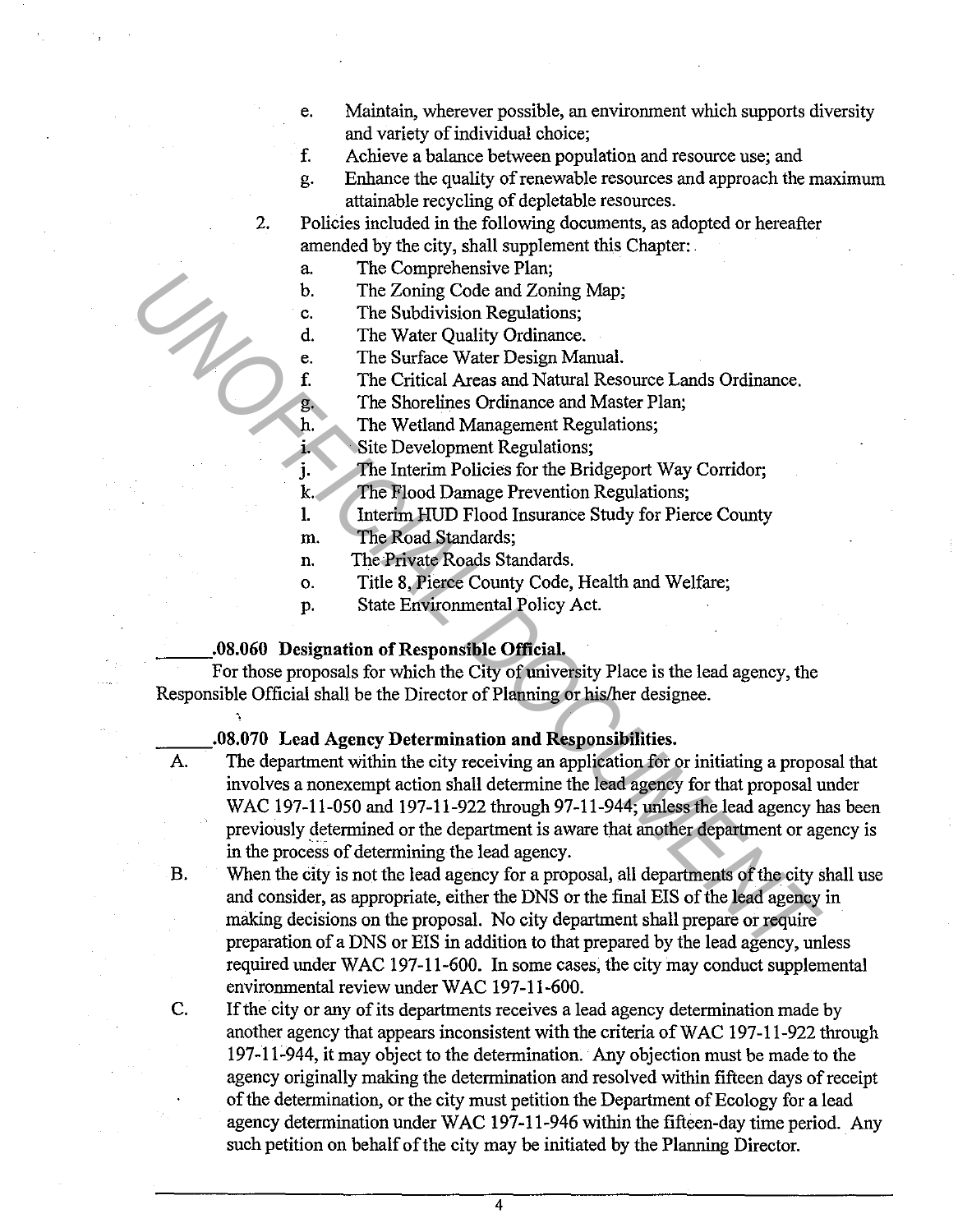e. Maintain, wherever possible, an environment which supports diversity and variety of individual choice;
f. Achieve a balance between population and resource use; and
g. Enhance the quality of renewable resources and approach the maximum attainable recycling of depletable resources.

2. Policies included in the following documents, as adopted or hereafter amended by the city, shall supplement this Chapter:
   a. The Comprehensive Plan;
   b. The Zoning Code and Zoning Map;
   c. The Subdivision Regulations;
   d. The Water Quality Ordinance.
   e. The Surface Water Design Manual.
   f. The Critical Areas and Natural Resource Lands Ordinance.
   g. The Shorelines Ordinance and Master Plan;
   h. The Wetland Management Regulations;
   i. Site Development Regulations;
   j. The Interim Policies for the Bridgeport Way Corridor;
   k. The Flood Damage Prevention Regulations;
   l. Interim HUD Flood Insurance Study for Pierce County
   m. The Road Standards;
   n. The Private Roads Standards.
   o. Title 8, Pierce County Code, Health and Welfare;
   p. State Environmental Policy Act.

**_____.08.060 Designation of Responsible Official.**

For those proposals for which the City of university Place is the lead agency, the Responsible Official shall be the Director of Planning or his/her designee.

**_____.08.070 Lead Agency Determination and Responsibilities.**

A. The department within the city receiving an application for or initiating a proposal that involves a nonexempt action shall determine the lead agency for that proposal under WAC 197-11-050 and 197-11-922 through 97-11-944; unless the lead agency has been previously determined or the department is aware that another department or agency is in the process of determining the lead agency.

B. When the city is not the lead agency for a proposal, all departments of the city shall use and consider, as appropriate, either the DNS or the final EIS of the lead agency in making decisions on the proposal. No city department shall prepare or require preparation of a DNS or EIS in addition to that prepared by the lead agency, unless required under WAC 197-11-600. In some cases, the city may conduct supplemental environmental review under WAC 197-11-600.

C. If the city or any of its departments receives a lead agency determination made by another agency that appears inconsistent with the criteria of WAC 197-11-922 through 197-11-944, it may object to the determination. Any objection must be made to the agency originally making the determination and resolved within fifteen days of receipt of the determination, or the city must petition the Department of Ecology for a lead agency determination under WAC 197-11-946 within the fifteen-day time period. Any such petition on behalf of the city may be initiated by the Planning Director.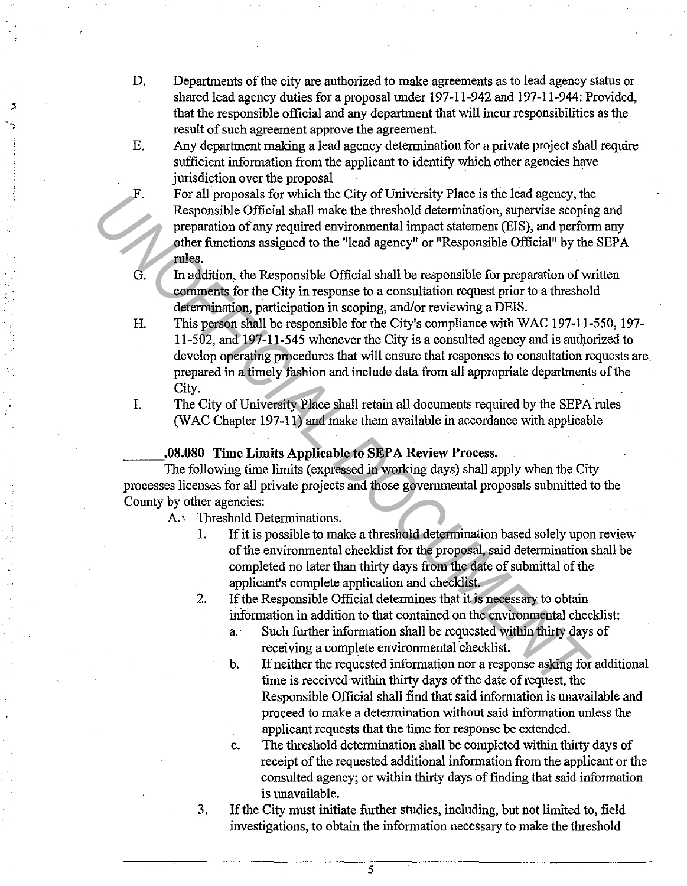D. Departments of the city are authorized to make agreements as to lead agency status or shared lead agency duties for a proposal under 197-11-942 and 197-11-944: Provided, that the responsible official and any department that will incur responsibilities as the result of such agreement approve the agreement.

E. Any department making a lead agency determination for a private project shall require sufficient information from the applicant to identify which other agencies have jurisdiction over the proposal

F. For all proposals for which the City of University Place is the lead agency, the Responsible Official shall make the threshold determination, supervise scoping and preparation of any required environmental impact statement (EIS), and perform any other functions assigned to the "lead agency" or "Responsible Official" by the SEPA rules.

G. In addition, the Responsible Official shall be responsible for preparation of written comments for the City in response to a consultation request prior to a threshold determination, participation in scoping, and/or reviewing a DEIS.

H. This person shall be responsible for the City's compliance with WAC 197-11-550, 197-11-502, and 197-11-545 whenever the City is a consulted agency and is authorized to develop operating procedures that will ensure that responses to consultation requests are prepared in a timely fashion and include data from all appropriate departments of the City.

I. The City of University Place shall retain all documents required by the SEPA rules (WAC Chapter 197-11) and make them available in accordance with applicable

**______.08.080 Time Limits Applicable to SEPA Review Process.**

The following time limits (expressed in working days) shall apply when the City processes licenses for all private projects and those governmental proposals submitted to the County by other agencies:

A. Threshold Determinations.

1. If it is possible to make a threshold determination based solely upon review of the environmental checklist for the proposal, said determination shall be completed no later than thirty days from the date of submittal of the applicant's complete application and checklist.
2. If the Responsible Official determines that it is necessary to obtain information in addition to that contained on the environmental checklist:
   a. Such further information shall be requested within thirty days of receiving a complete environmental checklist.
   b. If neither the requested information nor a response asking for additional time is received within thirty days of the date of request, the Responsible Official shall find that said information is unavailable and proceed to make a determination without said information unless the applicant requests that the time for response be extended.
   c. The threshold determination shall be completed within thirty days of receipt of the requested additional information from the applicant or the consulted agency; or within thirty days of finding that said information is unavailable.
3. If the City must initiate further studies, including, but not limited to, field investigations, to obtain the information necessary to make the threshold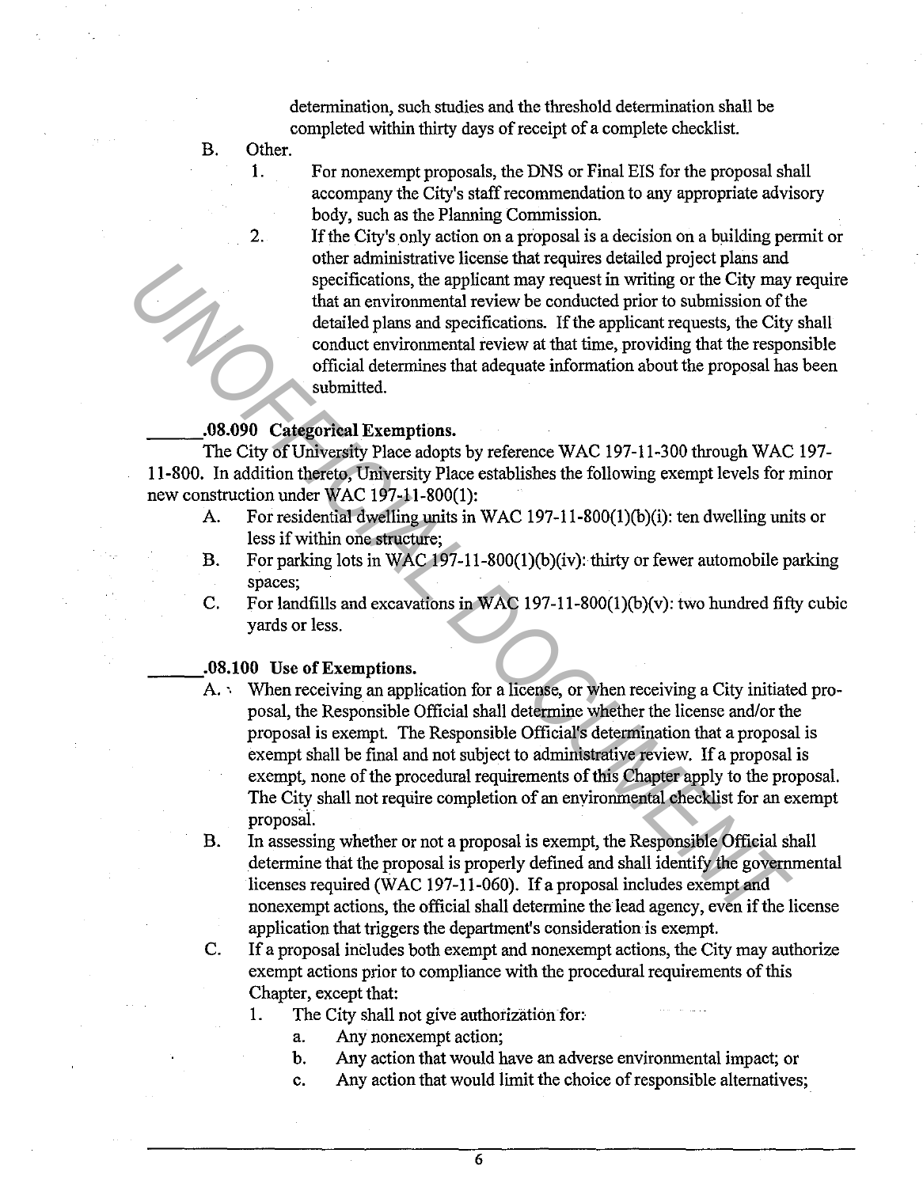determination, such studies and the threshold determination shall be completed within thirty days of receipt of a complete checklist.

B. Other.

1. For nonexempt proposals, the DNS or Final EIS for the proposal shall accompany the City's staff recommendation to any appropriate advisory body, such as the Planning Commission.
2. If the City's only action on a proposal is a decision on a building permit or other administrative license that requires detailed project plans and specifications, the applicant may request in writing or the City may require that an environmental review be conducted prior to submission of the detailed plans and specifications. If the applicant requests, the City shall conduct environmental review at that time, providing that the responsible official determines that adequate information about the proposal has been submitted.

**______.08.090 Categorical Exemptions.**

The City of University Place adopts by reference WAC 197-11-300 through WAC 197-11-800. In addition thereto, University Place establishes the following exempt levels for minor new construction under WAC 197-11-800(1):

A. For residential dwelling units in WAC 197-11-800(1)(b)(i): ten dwelling units or less if within one structure;

B. For parking lots in WAC 197-11-800(1)(b)(iv): thirty or fewer automobile parking spaces;

C. For landfills and excavations in WAC 197-11-800(1)(b)(v): two hundred fifty cubic yards or less.

**______.08.100 Use of Exemptions.**

A. When receiving an application for a license, or when receiving a City initiated proposal, the Responsible Official shall determine whether the license and/or the proposal is exempt. The Responsible Official's determination that a proposal is exempt shall be final and not subject to administrative review. If a proposal is exempt, none of the procedural requirements of this Chapter apply to the proposal. The City shall not require completion of an environmental checklist for an exempt proposal.

B. In assessing whether or not a proposal is exempt, the Responsible Official shall determine that the proposal is properly defined and shall identify the governmental licenses required (WAC 197-11-060). If a proposal includes exempt and nonexempt actions, the official shall determine the lead agency, even if the license application that triggers the department's consideration is exempt.

C. If a proposal includes both exempt and nonexempt actions, the City may authorize exempt actions prior to compliance with the procedural requirements of this Chapter, except that:

1. The City shall not give authorization for:
   a. Any nonexempt action;
   b. Any action that would have an adverse environmental impact; or
   c. Any action that would limit the choice of responsible alternatives;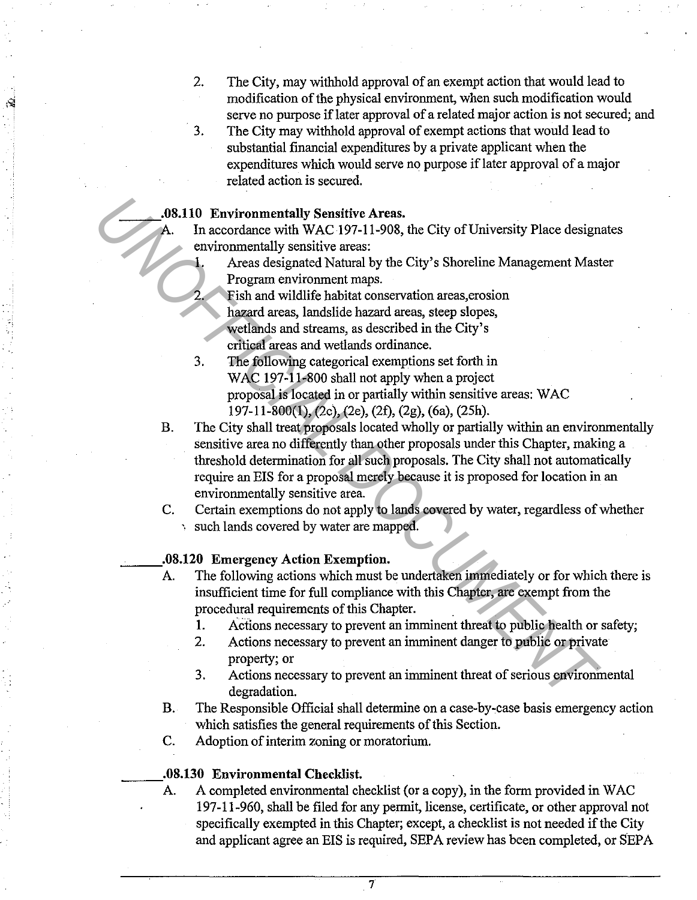2. The City, may withhold approval of an exempt action that would lead to modification of the physical environment, when such modification would serve no purpose if later approval of a related major action is not secured; and
3. The City may withhold approval of exempt actions that would lead to substantial financial expenditures by a private applicant when the expenditures which would serve no purpose if later approval of a major related action is secured.

**______.08.110 Environmentally Sensitive Areas.**

A. In accordance with WAC 197-11-908, the City of University Place designates environmentally sensitive areas:
   1. Areas designated Natural by the City's Shoreline Management Master Program environment maps.
   2. Fish and wildlife habitat conservation areas,erosion hazard areas, landslide hazard areas, steep slopes, wetlands and streams, as described in the City's critical areas and wetlands ordinance.
   3. The following categorical exemptions set forth in WAC 197-11-800 shall not apply when a project proposal is located in or partially within sensitive areas: WAC 197-11-800(1), (2c), (2e), (2f), (2g), (6a), (25h).

B. The City shall treat proposals located wholly or partially within an environmentally sensitive area no differently than other proposals under this Chapter, making a threshold determination for all such proposals. The City shall not automatically require an EIS for a proposal merely because it is proposed for location in an environmentally sensitive area.

C. Certain exemptions do not apply to lands covered by water, regardless of whether such lands covered by water are mapped.

**______.08.120 Emergency Action Exemption.**

A. The following actions which must be undertaken immediately or for which there is insufficient time for full compliance with this Chapter, are exempt from the procedural requirements of this Chapter.
   1. Actions necessary to prevent an imminent threat to public health or safety;
   2. Actions necessary to prevent an imminent danger to public or private property; or
   3. Actions necessary to prevent an imminent threat of serious environmental degradation.

B. The Responsible Official shall determine on a case-by-case basis emergency action which satisfies the general requirements of this Section.

C. Adoption of interim zoning or moratorium.

**______.08.130 Environmental Checklist.**

A. A completed environmental checklist (or a copy), in the form provided in WAC 197-11-960, shall be filed for any permit, license, certificate, or other approval not specifically exempted in this Chapter; except, a checklist is not needed if the City and applicant agree an EIS is required, SEPA review has been completed, or SEPA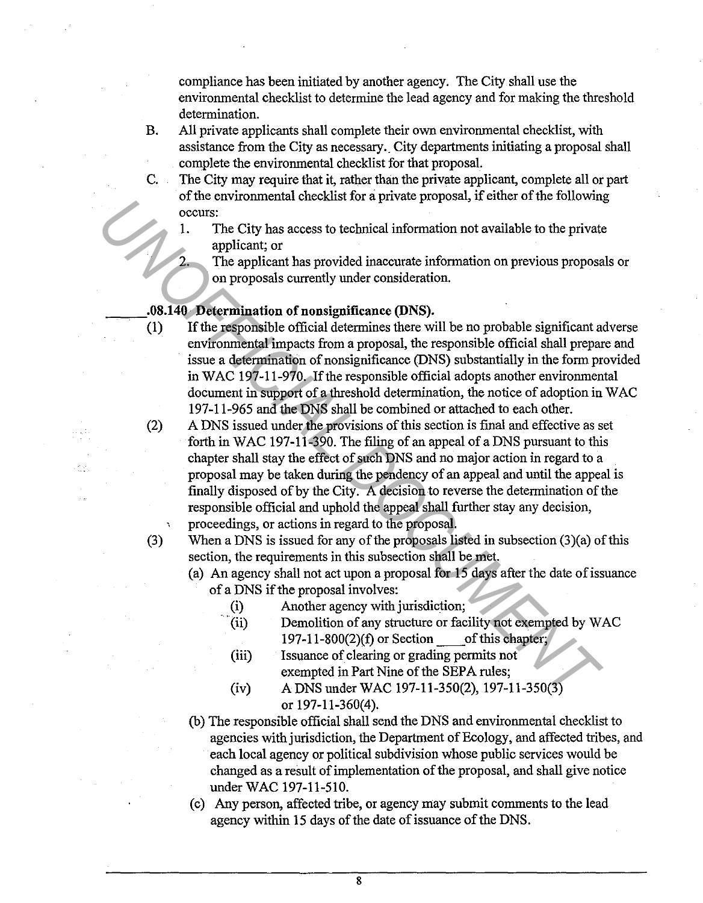compliance has been initiated by another agency. The City shall use the environmental checklist to determine the lead agency and for making the threshold determination.

B. All private applicants shall complete their own environmental checklist, with assistance from the City as necessary. City departments initiating a proposal shall complete the environmental checklist for that proposal.

C. The City may require that it, rather than the private applicant, complete all or part of the environmental checklist for a private proposal, if either of the following occurs:

   1. The City has access to technical information not available to the private applicant; or
   2. The applicant has provided inaccurate information on previous proposals or on proposals currently under consideration.

**\_\_\_\_\_.08.140 Determination of nonsignificance (DNS).**

(1) If the responsible official determines there will be no probable significant adverse environmental impacts from a proposal, the responsible official shall prepare and issue a determination of nonsignificance (DNS) substantially in the form provided in WAC 197-11-970. If the responsible official adopts another environmental document in support of a threshold determination, the notice of adoption in WAC 197-11-965 and the DNS shall be combined or attached to each other.

(2) A DNS issued under the provisions of this section is final and effective as set forth in WAC 197-11-390. The filing of an appeal of a DNS pursuant to this chapter shall stay the effect of such DNS and no major action in regard to a proposal may be taken during the pendency of an appeal and until the appeal is finally disposed of by the City. A decision to reverse the determination of the responsible official and uphold the appeal shall further stay any decision, proceedings, or actions in regard to the proposal.

(3) When a DNS is issued for any of the proposals listed in subsection (3)(a) of this section, the requirements in this subsection shall be met.

   (a) An agency shall not act upon a proposal for 15 days after the date of issuance of a DNS if the proposal involves:

      (i) Another agency with jurisdiction;
      (ii) Demolition of any structure or facility not exempted by WAC 197-11-800(2)(f) or Section \_\_\_\_of this chapter;
      (iii) Issuance of clearing or grading permits not exempted in Part Nine of the SEPA rules;
      (iv) A DNS under WAC 197-11-350(2), 197-11-350(3) or 197-11-360(4).

   (b) The responsible official shall send the DNS and environmental checklist to agencies with jurisdiction, the Department of Ecology, and affected tribes, and each local agency or political subdivision whose public services would be changed as a result of implementation of the proposal, and shall give notice under WAC 197-11-510.

   (c) Any person, affected tribe, or agency may submit comments to the lead agency within 15 days of the date of issuance of the DNS.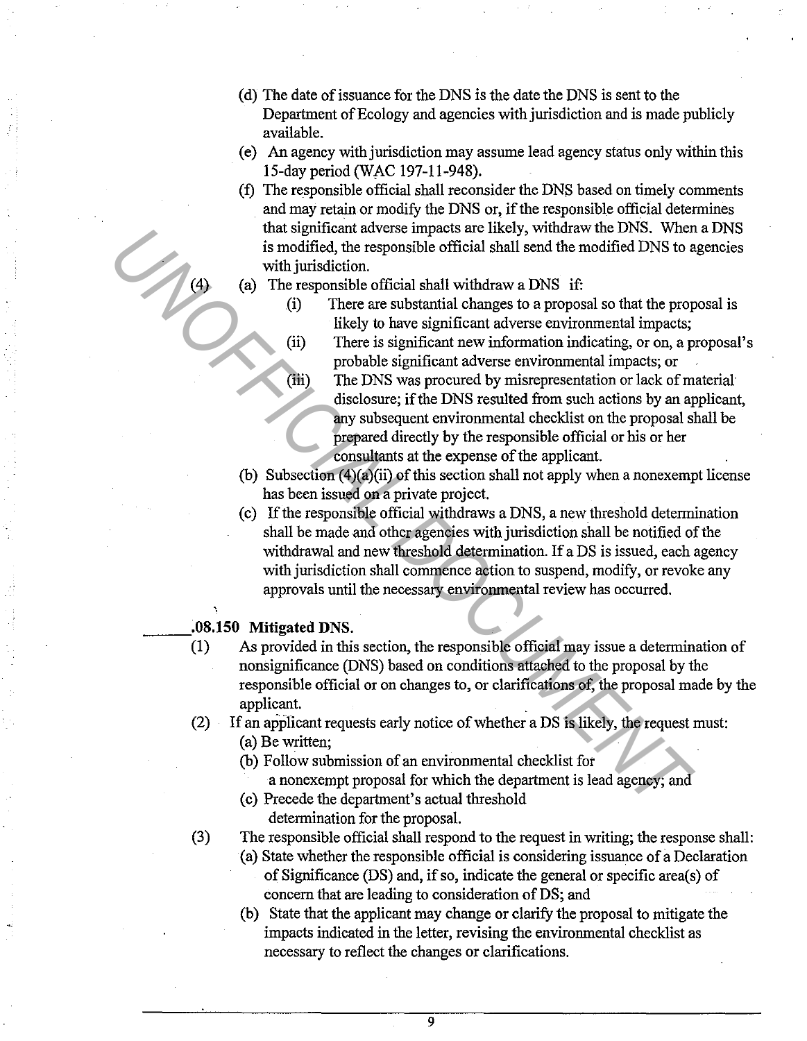(d) The date of issuance for the DNS is the date the DNS is sent to the Department of Ecology and agencies with jurisdiction and is made publicly available.

(e) An agency with jurisdiction may assume lead agency status only within this 15-day period (WAC 197-11-948).

(f) The responsible official shall reconsider the DNS based on timely comments and may retain or modify the DNS or, if the responsible official determines that significant adverse impacts are likely, withdraw the DNS. When a DNS is modified, the responsible official shall send the modified DNS to agencies with jurisdiction.

(4) (a) The responsible official shall withdraw a DNS if:

- (i) There are substantial changes to a proposal so that the proposal is likely to have significant adverse environmental impacts;
- (ii) There is significant new information indicating, or on, a proposal's probable significant adverse environmental impacts; or
- (iii) The DNS was procured by misrepresentation or lack of material disclosure; if the DNS resulted from such actions by an applicant, any subsequent environmental checklist on the proposal shall be prepared directly by the responsible official or his or her consultants at the expense of the applicant.

(b) Subsection (4)(a)(ii) of this section shall not apply when a nonexempt license has been issued on a private project.

(c) If the responsible official withdraws a DNS, a new threshold determination shall be made and other agencies with jurisdiction shall be notified of the withdrawal and new threshold determination. If a DS is issued, each agency with jurisdiction shall commence action to suspend, modify, or revoke any approvals until the necessary environmental review has occurred.

**\_\_\_\_\_\_.08.150 Mitigated DNS.**

(1) As provided in this section, the responsible official may issue a determination of nonsignificance (DNS) based on conditions attached to the proposal by the responsible official or on changes to, or clarifications of, the proposal made by the applicant.

(2) If an applicant requests early notice of whether a DS is likely, the request must:

(a) Be written;

(b) Follow submission of an environmental checklist for a nonexempt proposal for which the department is lead agency; and

(c) Precede the department's actual threshold determination for the proposal.

(3) The responsible official shall respond to the request in writing; the response shall:

(a) State whether the responsible official is considering issuance of a Declaration of Significance (DS) and, if so, indicate the general or specific area(s) of concern that are leading to consideration of DS; and

(b) State that the applicant may change or clarify the proposal to mitigate the impacts indicated in the letter, revising the environmental checklist as necessary to reflect the changes or clarifications.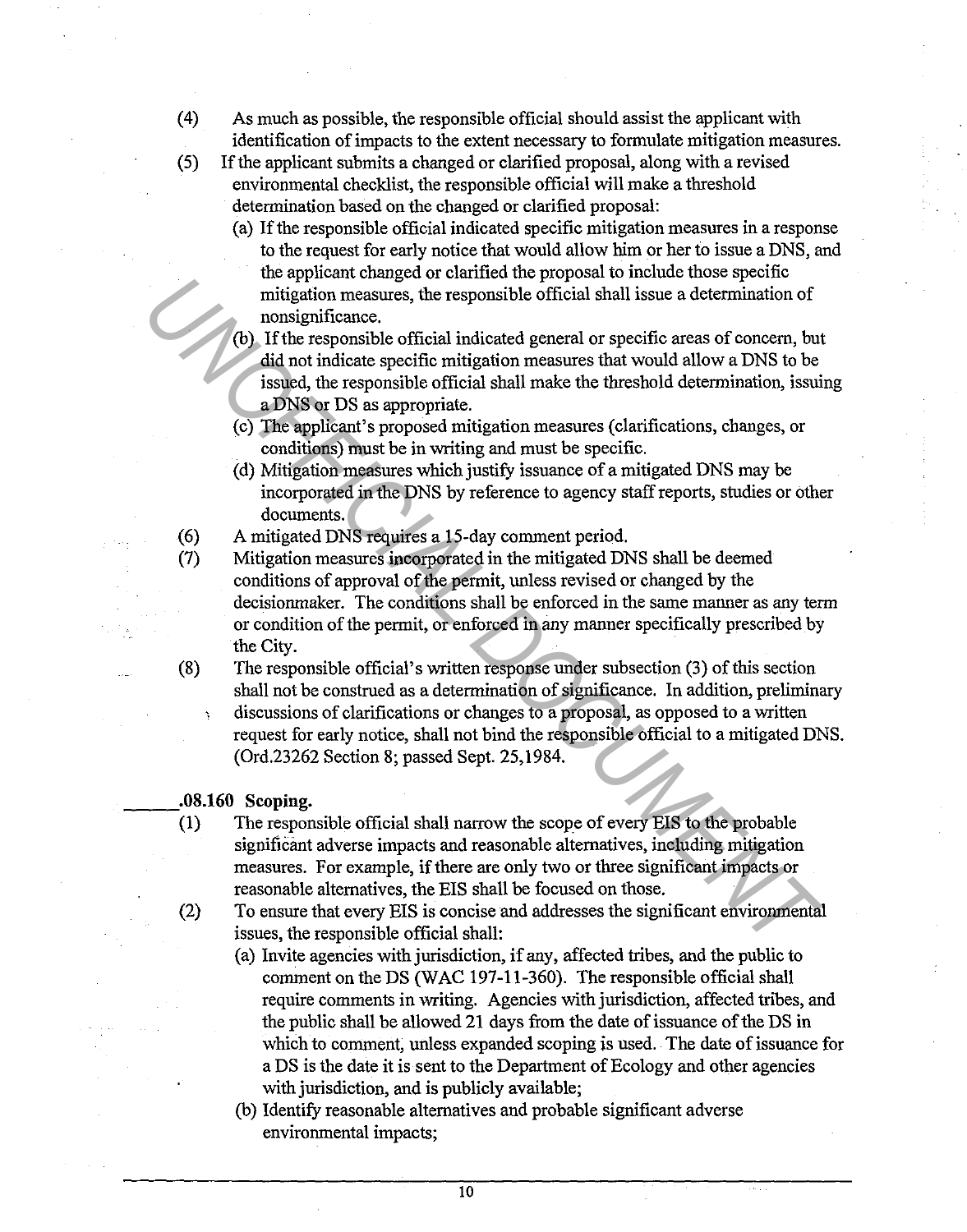(4) As much as possible, the responsible official should assist the applicant with identification of impacts to the extent necessary to formulate mitigation measures.

(5) If the applicant submits a changed or clarified proposal, along with a revised environmental checklist, the responsible official will make a threshold determination based on the changed or clarified proposal:

   (a) If the responsible official indicated specific mitigation measures in a response to the request for early notice that would allow him or her to issue a DNS, and the applicant changed or clarified the proposal to include those specific mitigation measures, the responsible official shall issue a determination of nonsignificance.

   (b) If the responsible official indicated general or specific areas of concern, but did not indicate specific mitigation measures that would allow a DNS to be issued, the responsible official shall make the threshold determination, issuing a DNS or DS as appropriate.

   (c) The applicant's proposed mitigation measures (clarifications, changes, or conditions) must be in writing and must be specific.

   (d) Mitigation measures which justify issuance of a mitigated DNS may be incorporated in the DNS by reference to agency staff reports, studies or other documents.

(6) A mitigated DNS requires a 15-day comment period.

(7) Mitigation measures incorporated in the mitigated DNS shall be deemed conditions of approval of the permit, unless revised or changed by the decisionmaker. The conditions shall be enforced in the same manner as any term or condition of the permit, or enforced in any manner specifically prescribed by the City.

(8) The responsible official's written response under subsection (3) of this section shall not be construed as a determination of significance. In addition, preliminary discussions of clarifications or changes to a proposal, as opposed to a written request for early notice, shall not bind the responsible official to a mitigated DNS. (Ord.23262 Section 8; passed Sept. 25,1984.

**\_\_\_\_\_.08.160 Scoping.**

(1) The responsible official shall narrow the scope of every EIS to the probable significant adverse impacts and reasonable alternatives, including mitigation measures. For example, if there are only two or three significant impacts or reasonable alternatives, the EIS shall be focused on those.

(2) To ensure that every EIS is concise and addresses the significant environmental issues, the responsible official shall:

   (a) Invite agencies with jurisdiction, if any, affected tribes, and the public to comment on the DS (WAC 197-11-360). The responsible official shall require comments in writing. Agencies with jurisdiction, affected tribes, and the public shall be allowed 21 days from the date of issuance of the DS in which to comment, unless expanded scoping is used. The date of issuance for a DS is the date it is sent to the Department of Ecology and other agencies with jurisdiction, and is publicly available;

   (b) Identify reasonable alternatives and probable significant adverse environmental impacts;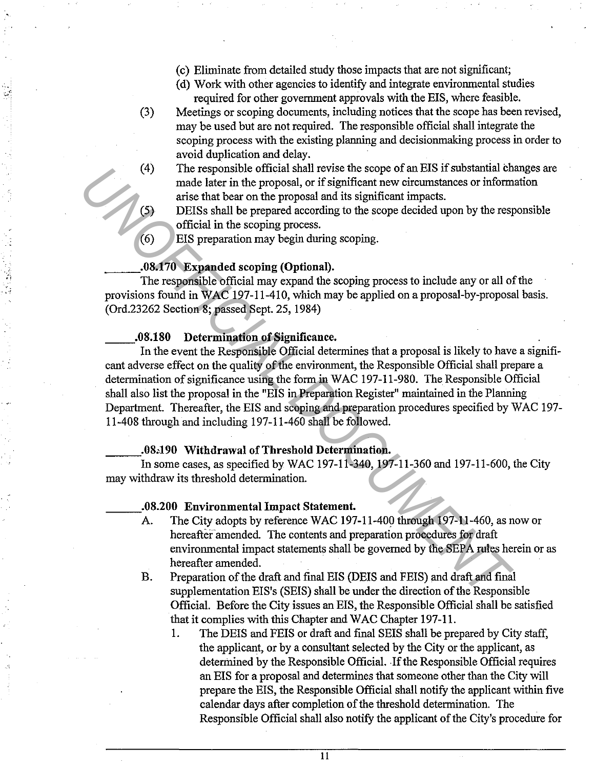(c) Eliminate from detailed study those impacts that are not significant;

(d) Work with other agencies to identify and integrate environmental studies required for other government approvals with the EIS, where feasible.

(3) Meetings or scoping documents, including notices that the scope has been revised, may be used but are not required. The responsible official shall integrate the scoping process with the existing planning and decisionmaking process in order to avoid duplication and delay.

(4) The responsible official shall revise the scope of an EIS if substantial changes are made later in the proposal, or if significant new circumstances or information arise that bear on the proposal and its significant impacts.

(5) DEISs shall be prepared according to the scope decided upon by the responsible official in the scoping process.

(6) EIS preparation may begin during scoping.

**______.08.170 Expanded scoping (Optional).**

The responsible official may expand the scoping process to include any or all of the provisions found in WAC 197-11-410, which may be applied on a proposal-by-proposal basis. (Ord.23262 Section 8; passed Sept. 25, 1984)

**_____.08.180 Determination of Significance.**

In the event the Responsible Official determines that a proposal is likely to have a significant adverse effect on the quality of the environment, the Responsible Official shall prepare a determination of significance using the form in WAC 197-11-980. The Responsible Official shall also list the proposal in the "EIS in Preparation Register" maintained in the Planning Department. Thereafter, the EIS and scoping and preparation procedures specified by WAC 197-11-408 through and including 197-11-460 shall be followed.

**______.08.190 Withdrawal of Threshold Determination.**

In some cases, as specified by WAC 197-11-340, 197-11-360 and 197-11-600, the City may withdraw its threshold determination.

**______.08.200 Environmental Impact Statement.**

A. The City adopts by reference WAC 197-11-400 through 197-11-460, as now or hereafter amended. The contents and preparation procedures for draft environmental impact statements shall be governed by the SEPA rules herein or as hereafter amended.

B. Preparation of the draft and final EIS (DEIS and FEIS) and draft and final supplementation EIS's (SEIS) shall be under the direction of the Responsible Official. Before the City issues an EIS, the Responsible Official shall be satisfied that it complies with this Chapter and WAC Chapter 197-11.

1. The DEIS and FEIS or draft and final SEIS shall be prepared by City staff, the applicant, or by a consultant selected by the City or the applicant, as determined by the Responsible Official. If the Responsible Official requires an EIS for a proposal and determines that someone other than the City will prepare the EIS, the Responsible Official shall notify the applicant within five calendar days after completion of the threshold determination. The Responsible Official shall also notify the applicant of the City's procedure for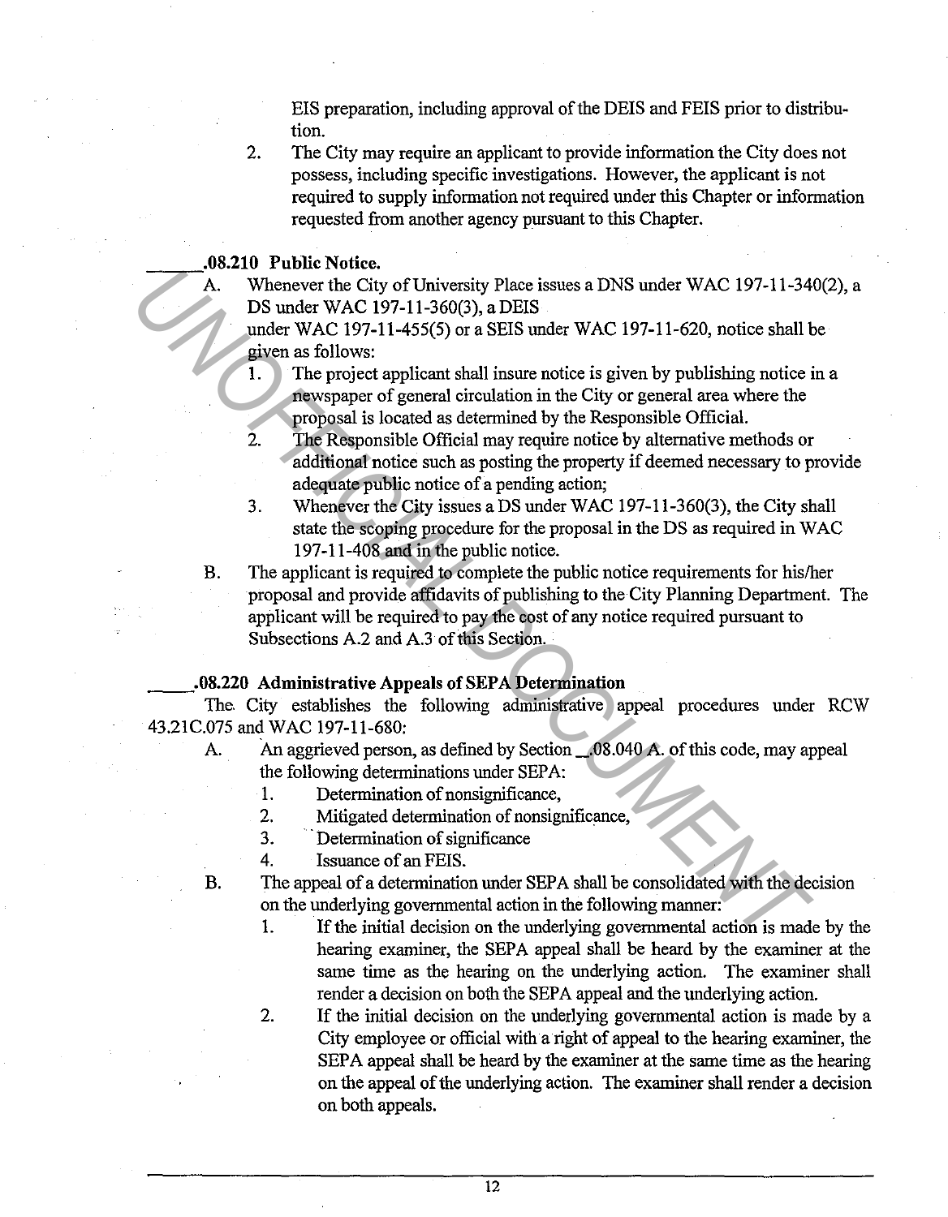EIS preparation, including approval of the DEIS and FEIS prior to distribution.

2. The City may require an applicant to provide information the City does not possess, including specific investigations. However, the applicant is not required to supply information not required under this Chapter or information requested from another agency pursuant to this Chapter.

**_____.08.210 Public Notice.**

A. Whenever the City of University Place issues a DNS under WAC 197-11-340(2), a DS under WAC 197-11-360(3), a DEIS under WAC 197-11-455(5) or a SEIS under WAC 197-11-620, notice shall be given as follows:

1. The project applicant shall insure notice is given by publishing notice in a newspaper of general circulation in the City or general area where the proposal is located as determined by the Responsible Official.
2. The Responsible Official may require notice by alternative methods or additional notice such as posting the property if deemed necessary to provide adequate public notice of a pending action;
3. Whenever the City issues a DS under WAC 197-11-360(3), the City shall state the scoping procedure for the proposal in the DS as required in WAC 197-11-408 and in the public notice.

B. The applicant is required to complete the public notice requirements for his/her proposal and provide affidavits of publishing to the City Planning Department. The applicant will be required to pay the cost of any notice required pursuant to Subsections A.2 and A.3 of this Section.

**_____.08.220 Administrative Appeals of SEPA Determination**

The City establishes the following administrative appeal procedures under RCW 43.21C.075 and WAC 197-11-680:

A. An aggrieved person, as defined by Section _.08.040 A. of this code, may appeal the following determinations under SEPA:

1. Determination of nonsignificance,
2. Mitigated determination of nonsignificance,
3. Determination of significance
4. Issuance of an FEIS.

B. The appeal of a determination under SEPA shall be consolidated with the decision on the underlying governmental action in the following manner:

1. If the initial decision on the underlying governmental action is made by the hearing examiner, the SEPA appeal shall be heard by the examiner at the same time as the hearing on the underlying action. The examiner shall render a decision on both the SEPA appeal and the underlying action.
2. If the initial decision on the underlying governmental action is made by a City employee or official with a right of appeal to the hearing examiner, the SEPA appeal shall be heard by the examiner at the same time as the hearing on the appeal of the underlying action. The examiner shall render a decision on both appeals.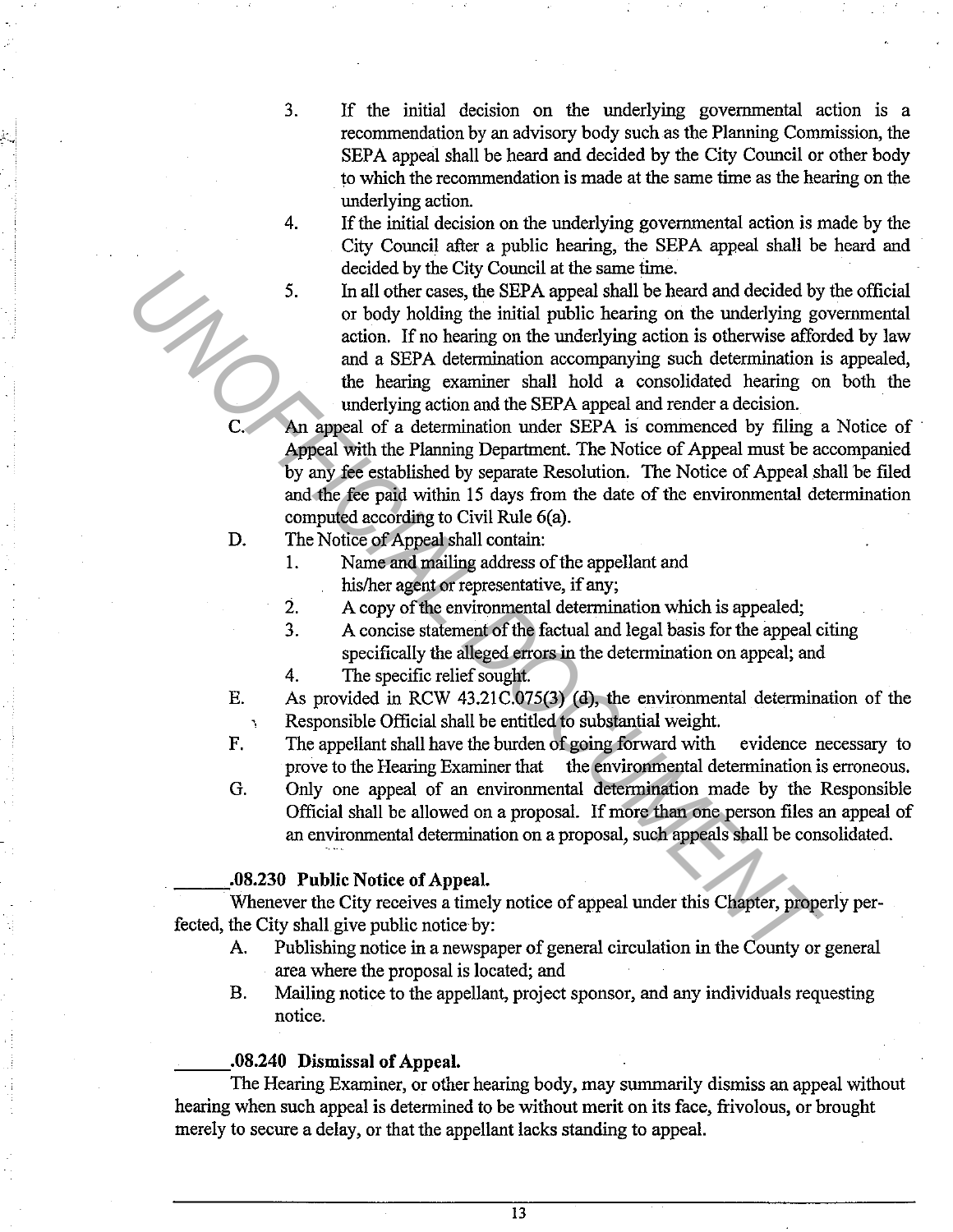3. If the initial decision on the underlying governmental action is a recommendation by an advisory body such as the Planning Commission, the SEPA appeal shall be heard and decided by the City Council or other body to which the recommendation is made at the same time as the hearing on the underlying action.
4. If the initial decision on the underlying governmental action is made by the City Council after a public hearing, the SEPA appeal shall be heard and decided by the City Council at the same time.
5. In all other cases, the SEPA appeal shall be heard and decided by the official or body holding the initial public hearing on the underlying governmental action. If no hearing on the underlying action is otherwise afforded by law and a SEPA determination accompanying such determination is appealed, the hearing examiner shall hold a consolidated hearing on both the underlying action and the SEPA appeal and render a decision.

C. An appeal of a determination under SEPA is commenced by filing a Notice of Appeal with the Planning Department. The Notice of Appeal must be accompanied by any fee established by separate Resolution. The Notice of Appeal shall be filed and the fee paid within 15 days from the date of the environmental determination computed according to Civil Rule 6(a).

D. The Notice of Appeal shall contain:
1. Name and mailing address of the appellant and his/her agent or representative, if any;
2. A copy of the environmental determination which is appealed;
3. A concise statement of the factual and legal basis for the appeal citing specifically the alleged errors in the determination on appeal; and
4. The specific relief sought.

E. As provided in RCW 43.21C.075(3) (d), the environmental determination of the Responsible Official shall be entitled to substantial weight.

F. The appellant shall have the burden of going forward with evidence necessary to prove to the Hearing Examiner that the environmental determination is erroneous.

G. Only one appeal of an environmental determination made by the Responsible Official shall be allowed on a proposal. If more than one person files an appeal of an environmental determination on a proposal, such appeals shall be consolidated.

**______.08.230 Public Notice of Appeal.**

Whenever the City receives a timely notice of appeal under this Chapter, properly perfected, the City shall give public notice by:

A. Publishing notice in a newspaper of general circulation in the County or general area where the proposal is located; and

B. Mailing notice to the appellant, project sponsor, and any individuals requesting notice.

**______.08.240 Dismissal of Appeal.**

The Hearing Examiner, or other hearing body, may summarily dismiss an appeal without hearing when such appeal is determined to be without merit on its face, frivolous, or brought merely to secure a delay, or that the appellant lacks standing to appeal.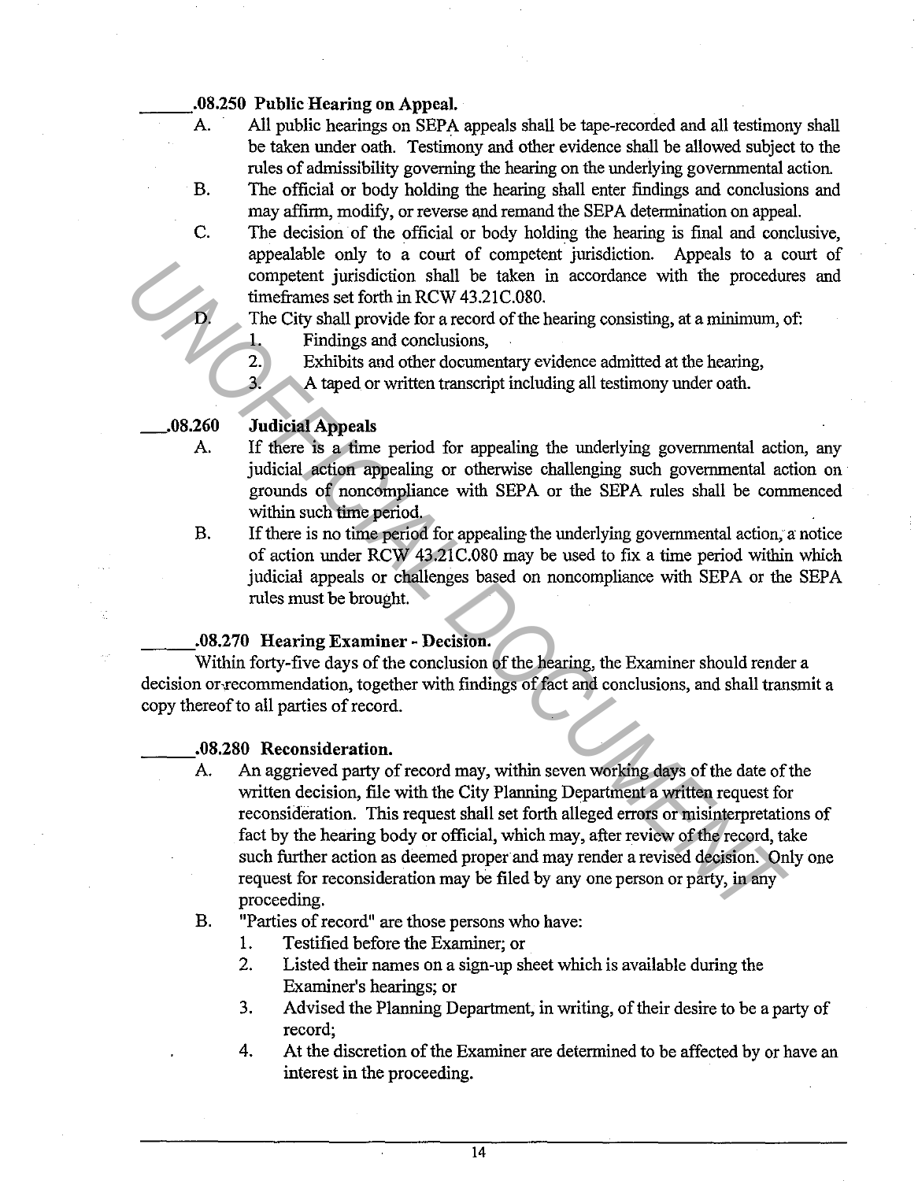**______.08.250 Public Hearing on Appeal.**

A. All public hearings on SEPA appeals shall be tape-recorded and all testimony shall be taken under oath. Testimony and other evidence shall be allowed subject to the rules of admissibility governing the hearing on the underlying governmental action.

B. The official or body holding the hearing shall enter findings and conclusions and may affirm, modify, or reverse and remand the SEPA determination on appeal.

C. The decision of the official or body holding the hearing is final and conclusive, appealable only to a court of competent jurisdiction. Appeals to a court of competent jurisdiction shall be taken in accordance with the procedures and timeframes set forth in RCW 43.21C.080.

D. The City shall provide for a record of the hearing consisting, at a minimum, of:

1. Findings and conclusions,
2. Exhibits and other documentary evidence admitted at the hearing,
3. A taped or written transcript including all testimony under oath.

**___.08.260 Judicial Appeals**

A. If there is a time period for appealing the underlying governmental action, any judicial action appealing or otherwise challenging such governmental action on grounds of noncompliance with SEPA or the SEPA rules shall be commenced within such time period.

B. If there is no time period for appealing the underlying governmental action, a notice of action under RCW 43.21C.080 may be used to fix a time period within which judicial appeals or challenges based on noncompliance with SEPA or the SEPA rules must be brought.

**______.08.270 Hearing Examiner - Decision.**

Within forty-five days of the conclusion of the hearing, the Examiner should render a decision or recommendation, together with findings of fact and conclusions, and shall transmit a copy thereof to all parties of record.

**______.08.280 Reconsideration.**

A. An aggrieved party of record may, within seven working days of the date of the written decision, file with the City Planning Department a written request for reconsideration. This request shall set forth alleged errors or misinterpretations of fact by the hearing body or official, which may, after review of the record, take such further action as deemed proper and may render a revised decision. Only one request for reconsideration may be filed by any one person or party, in any proceeding.

B. "Parties of record" are those persons who have:

1. Testified before the Examiner; or
2. Listed their names on a sign-up sheet which is available during the Examiner's hearings; or
3. Advised the Planning Department, in writing, of their desire to be a party of record;
4. At the discretion of the Examiner are determined to be affected by or have an interest in the proceeding.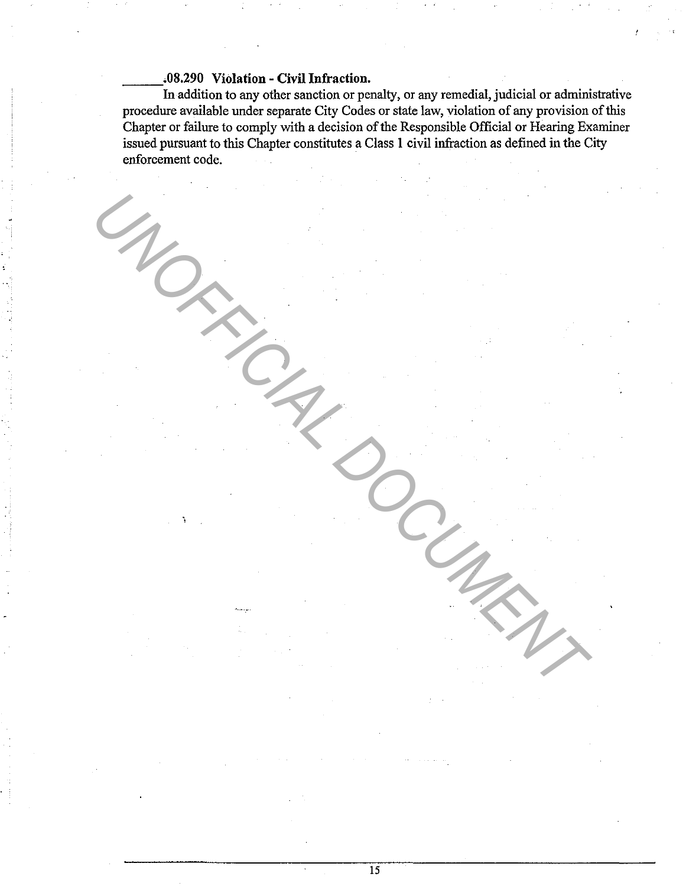**\_\_\_\_\_\_.08.290 Violation - Civil Infraction.**

In addition to any other sanction or penalty, or any remedial, judicial or administrative procedure available under separate City Codes or state law, violation of any provision of this Chapter or failure to comply with a decision of the Responsible Official or Hearing Examiner issued pursuant to this Chapter constitutes a Class 1 civil infraction as defined in the City enforcement code.